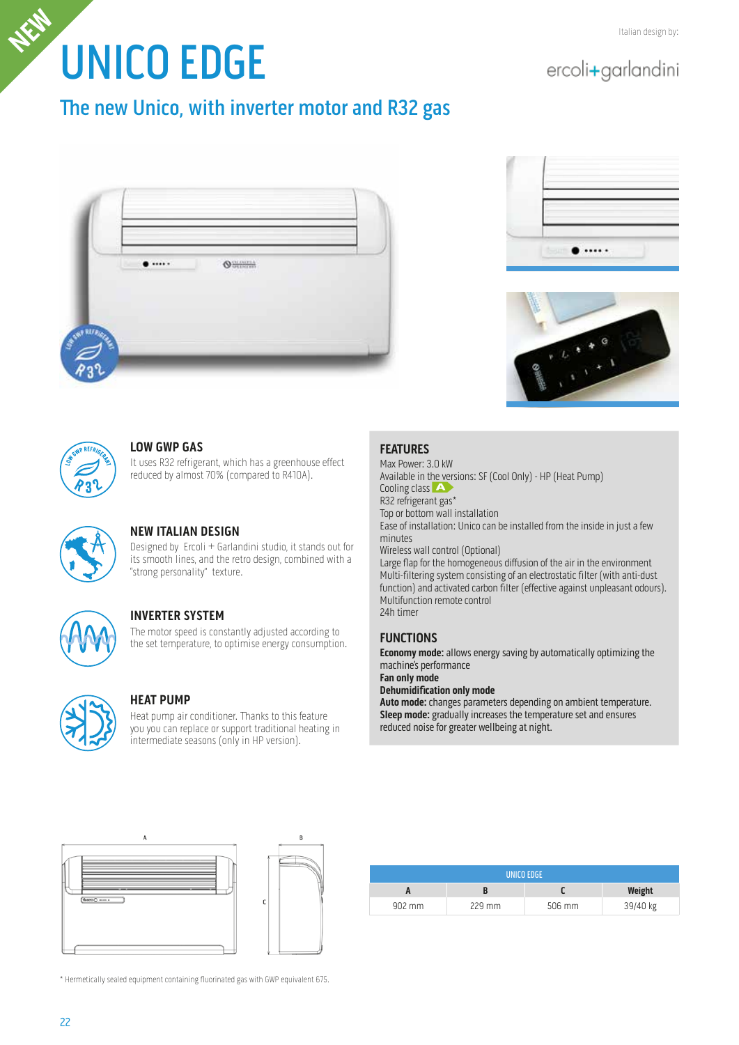NEW

# UNICO EDGE

Italian design by:

ercoli+garlandini

## The new Unico, with inverter motor and R32 gas

### LOW GWP GAS

It uses R32 refrigerant, which has a greenhouse effect reduced by almost 70% (compared to R410A).

### NEW ITALIAN DESIGN

Designed by Ercoli + Garlandini studio, it stands out for its smooth lines, and the retro design, combined with a "strong personality" texture.

### INVERTER SYSTEM

The motor speed is constantly adjusted according to the set temperature, to optimise energy consumption.

### HEAT PUMP

Heat pump air conditioner. Thanks to this feature you you can replace or support traditional heating in intermediate seasons (only in HP version).

### FEATURES

Max Power: 3.0 kW
Available in the versions: SF (Cool Only) - HP (Heat Pump)
Cooling class A
R32 refrigerant gas*
Top or bottom wall installation
Ease of installation: Unico can be installed from the inside in just a few minutes
Wireless wall control (Optional)
Large flap for the homogeneous diffusion of the air in the environment
Multi-filtering system consisting of an electrostatic filter (with anti-dust function) and activated carbon filter (effective against unpleasant odours).
Multifunction remote control
24h timer

### FUNCTIONS

**Economy mode:** allows energy saving by automatically optimizing the machine's performance
**Fan only mode**
**Dehumidification only mode**
**Auto mode:** changes parameters depending on ambient temperature.
**Sleep mode:** gradually increases the temperature set and ensures reduced noise for greater wellbeing at night.

| UNICO EDGE | | | |
|---|---|---|---|
| A | B | C | Weight |
| 902 mm | 229 mm | 506 mm | 39/40 kg |

* Hermetically sealed equipment containing fluorinated gas with GWP equivalent 675.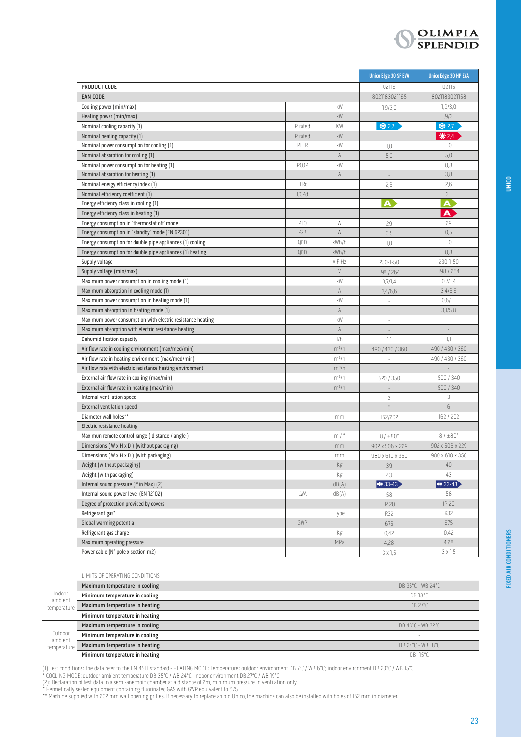| | | | Unico Edge 30 SF EVA | Unico Edge 30 HP EVA |
|---|---|---|---|---|
| **PRODUCT CODE** | | | 02116 | 02115 |
| **EAN CODE** | | | 8021183021165 | 8021183021158 |
| Cooling power (min/max) | | kW | 1,9/3,0 | 1,9/3,0 |
| Heating power (min/max) | | kW | - | 1,9/3,1 |
| Nominal cooling capacity (1) | P rated | KW | 2,7 | 2,7 |
| Nominal heating capacity (1) | P rated | kW | - | 2,4 |
| Nominal power consumption for cooling (1) | PEER | kW | 1,0 | 1,0 |
| Nominal absorption for cooling (1) | | A | 5,0 | 5,0 |
| Nominal power consumption for heating (1) | PCOP | kW | - | 0,8 |
| Nominal absorption for heating (1) | | A | - | 3,8 |
| Nominal energy efficiency index (1) | EERd | | 2,6 | 2,6 |
| Nominal efficiency coefficient (1) | COPd | | - | 3,1 |
| Energy efficiency class in cooling (1) | | | A | A |
| Energy efficiency class in heating (1) | | | - | A |
| Energy consumption in "thermostat off" mode | PTO | W | 29 | 29 |
| Energy consumption in "standby" mode (EN 62301) | PSB | W | 0,5 | 0,5 |
| Energy consumption for double pipe appliances (1) cooling | QDD | kWh/h | 1,0 | 1,0 |
| Energy consumption for double pipe appliances (1) heating | QDD | kWh/h | - | 0,8 |
| Supply voltage | | V-F-Hz | 230-1-50 | 230-1-50 |
| Supply voltage (min/max) | | V | 198 / 264 | 198 / 264 |
| Maximum power consumption in cooling mode (1) | | kW | 0,7/1,4 | 0,7/1,4 |
| Maximum absorption in cooling mode (1) | | A | 3,4/6,6 | 3,4/6,6 |
| Maximum power consumption in heating mode (1) | | kW | - | 0,6/1,1 |
| Maximum absorption in heating mode (1) | | A | - | 3,1/5,8 |
| Maximum power consumption with electric resistance heating | | kW | - | - |
| Maximum absorption with electric resistance heating | | A | - | - |
| Dehumidification capacity | | l/h | 1,1 | 1,1 |
| Air flow rate in cooling environment (max/med/min) | | m³/h | 490 / 430 / 360 | 490 / 430 / 360 |
| Air flow rate in heating environment (max/med/min) | | m³/h | - | 490 / 430 / 360 |
| Air flow rate with electric resistance heating environment | | m³/h | - | - |
| External air flow rate in cooling (max/min) | | m³/h | 520 / 350 | 500 / 340 |
| External air flow rate in heating (max/min) | | m³/h | - | 500 / 340 |
| Internal ventilation speed | | | 3 | 3 |
| External ventilation speed | | | 6 | 6 |
| Diameter wall holes** | | mm | 162/202 | 162 / 202 |
| Electric resistance heating | | | - | - |
| Maximun remote control range ( distance / angle ) | | m / ° | 8 / ±80° | 8 / ±80° |
| Dimensions ( W x H x D ) (without packaging) | | mm | 902 x 506 x 229 | 902 x 506 x 229 |
| Dimensions ( W x H x D ) (with packaging) | | mm | 980 x 610 x 350 | 980 x 610 x 350 |
| Weight (without packaging) | | Kg | 39 | 40 |
| Weight (with packaging) | | Kg | 43 | 43 |
| Internal sound pressure (Min Max) (2) | | dB(A) | 33-43 | 33-43 |
| Internal sound power level (EN 12102) | LWA | dB(A) | 58 | 58 |
| Degree of protection provided by covers | | | IP 20 | IP 20 |
| Refrigerant gas* | | Type | R32 | R32 |
| Global warming potential | GWP | | 675 | 675 |
| Refrigerant gas charge | | Kg | 0,42 | 0,42 |
| Maximum operating pressure | | MPa | 4,28 | 4,28 |
| Power cable (N° pole x section m2) | | | 3 x 1,5 | 3 x 1,5 |

LIMITS OF OPERATING CONDITIONS

| | | |
|---|---|---|
| Indoor ambient temperature | **Maximum temperature in cooling** | DB 35°C - WB 24°C |
| | **Minimum temperature in cooling** | DB 18°C |
| | **Maximum temperature in heating** | DB 27°C |
| | **Minimum temperature in heating** | - |
| Outdoor ambient temperature | **Maximum temperature in cooling** | DB 43°C - WB 32°C |
| | **Minimum temperature in cooling** | - |
| | **Maximum temperature in heating** | DB 24°C - WB 18°C |
| | **Minimum temperature in heating** | DB -15°C |

(1) Test conditions: the data refer to the EN14511 standard - HEATING MODE: Temperature: outdoor environment DB 7°C / WB 6°C; indoor environment DB 20°C / WB 15°C
* COOLING MODE: outdoor ambient temperature DB 35°C / WB 24°C; indoor environment DB 27°C / WB 19°C
(2): Declaration of test data in a semi-anechoic chamber at a distance of 2m, minimum pressure in ventilation only.
* Hermetically sealed equipment containing fluorinated GAS with GWP equivalent to 675
** Machine supplied with 202 mm wall opening grilles. If necessary, to replace an old Unico, the machine can also be installed with holes of 162 mm in diameter.